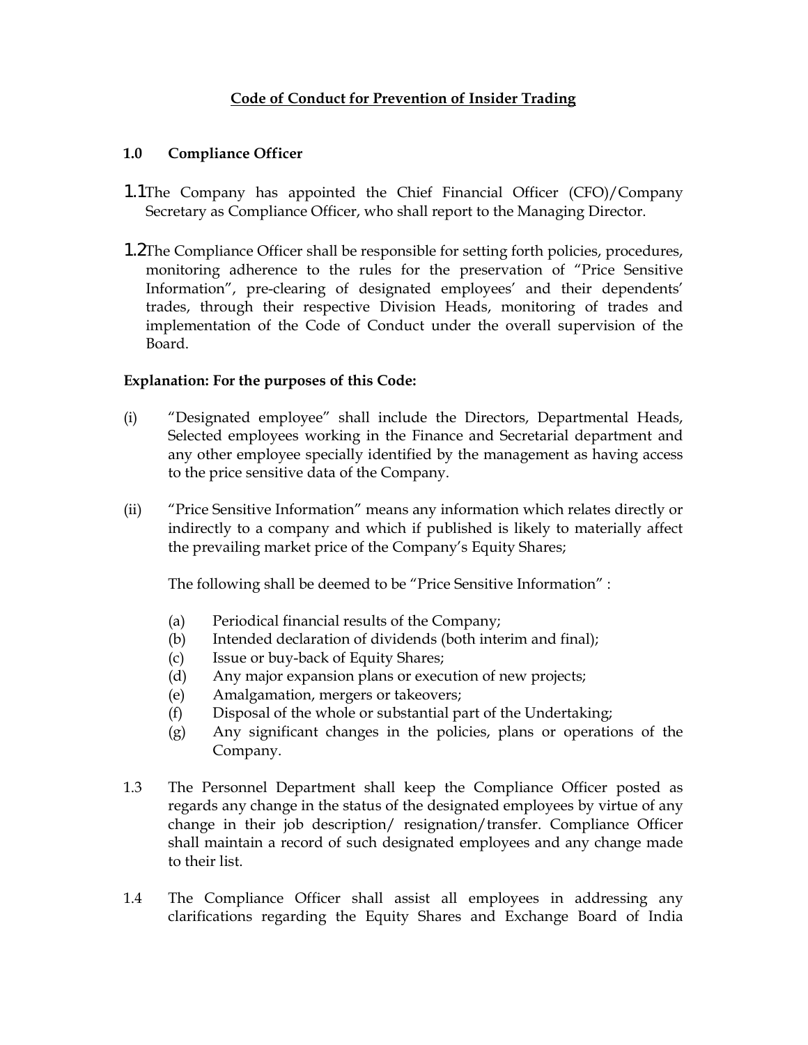# Code of Conduct for Prevention of Insider Trading

## 1.0 Compliance Officer

1.1 The Company has appointed the Chief Financial Officer (CFO)/Company Secretary as Compliance Officer, who shall report to the Managing Director.

1.2 The Compliance Officer shall be responsible for setting forth policies, procedures, monitoring adherence to the rules for the preservation of "Price Sensitive Information", pre-clearing of designated employees' and their dependents' trades, through their respective Division Heads, monitoring of trades and implementation of the Code of Conduct under the overall supervision of the Board.

**Explanation: For the purposes of this Code:**

(i) "Designated employee" shall include the Directors, Departmental Heads, Selected employees working in the Finance and Secretarial department and any other employee specially identified by the management as having access to the price sensitive data of the Company.

(ii) "Price Sensitive Information" means any information which relates directly or indirectly to a company and which if published is likely to materially affect the prevailing market price of the Company's Equity Shares;

The following shall be deemed to be "Price Sensitive Information" :

(a) Periodical financial results of the Company;
(b) Intended declaration of dividends (both interim and final);
(c) Issue or buy-back of Equity Shares;
(d) Any major expansion plans or execution of new projects;
(e) Amalgamation, mergers or takeovers;
(f) Disposal of the whole or substantial part of the Undertaking;
(g) Any significant changes in the policies, plans or operations of the Company.

1.3 The Personnel Department shall keep the Compliance Officer posted as regards any change in the status of the designated employees by virtue of any change in their job description/ resignation/transfer. Compliance Officer shall maintain a record of such designated employees and any change made to their list.

1.4 The Compliance Officer shall assist all employees in addressing any clarifications regarding the Equity Shares and Exchange Board of India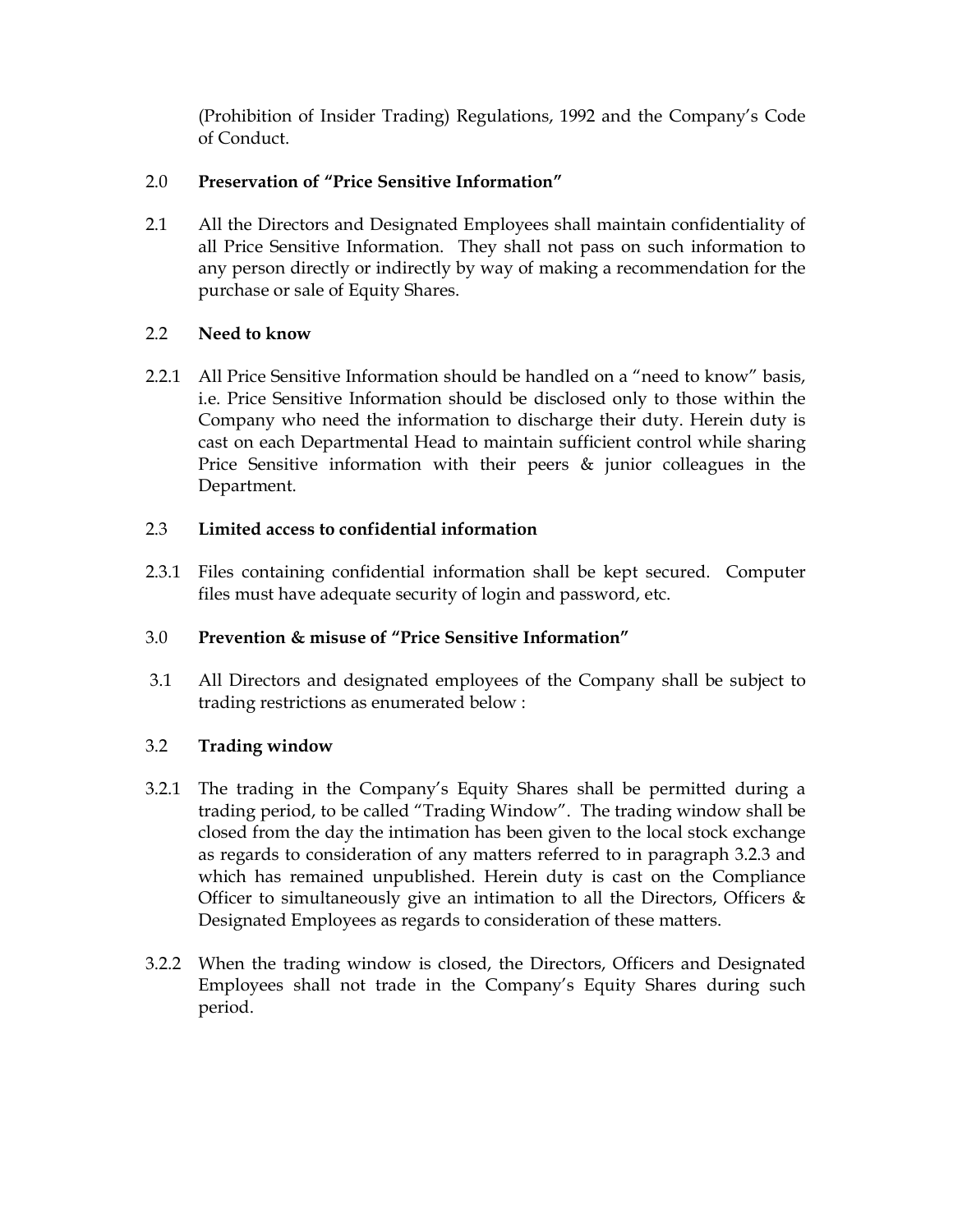(Prohibition of Insider Trading) Regulations, 1992 and the Company's Code of Conduct.

## 2.0 Preservation of "Price Sensitive Information"

2.1 All the Directors and Designated Employees shall maintain confidentiality of all Price Sensitive Information. They shall not pass on such information to any person directly or indirectly by way of making a recommendation for the purchase or sale of Equity Shares.

### 2.2 Need to know

2.2.1 All Price Sensitive Information should be handled on a "need to know" basis, i.e. Price Sensitive Information should be disclosed only to those within the Company who need the information to discharge their duty. Herein duty is cast on each Departmental Head to maintain sufficient control while sharing Price Sensitive information with their peers & junior colleagues in the Department.

### 2.3 Limited access to confidential information

2.3.1 Files containing confidential information shall be kept secured. Computer files must have adequate security of login and password, etc.

## 3.0 Prevention & misuse of "Price Sensitive Information"

3.1 All Directors and designated employees of the Company shall be subject to trading restrictions as enumerated below :

### 3.2 Trading window

3.2.1 The trading in the Company's Equity Shares shall be permitted during a trading period, to be called "Trading Window". The trading window shall be closed from the day the intimation has been given to the local stock exchange as regards to consideration of any matters referred to in paragraph 3.2.3 and which has remained unpublished. Herein duty is cast on the Compliance Officer to simultaneously give an intimation to all the Directors, Officers & Designated Employees as regards to consideration of these matters.

3.2.2 When the trading window is closed, the Directors, Officers and Designated Employees shall not trade in the Company's Equity Shares during such period.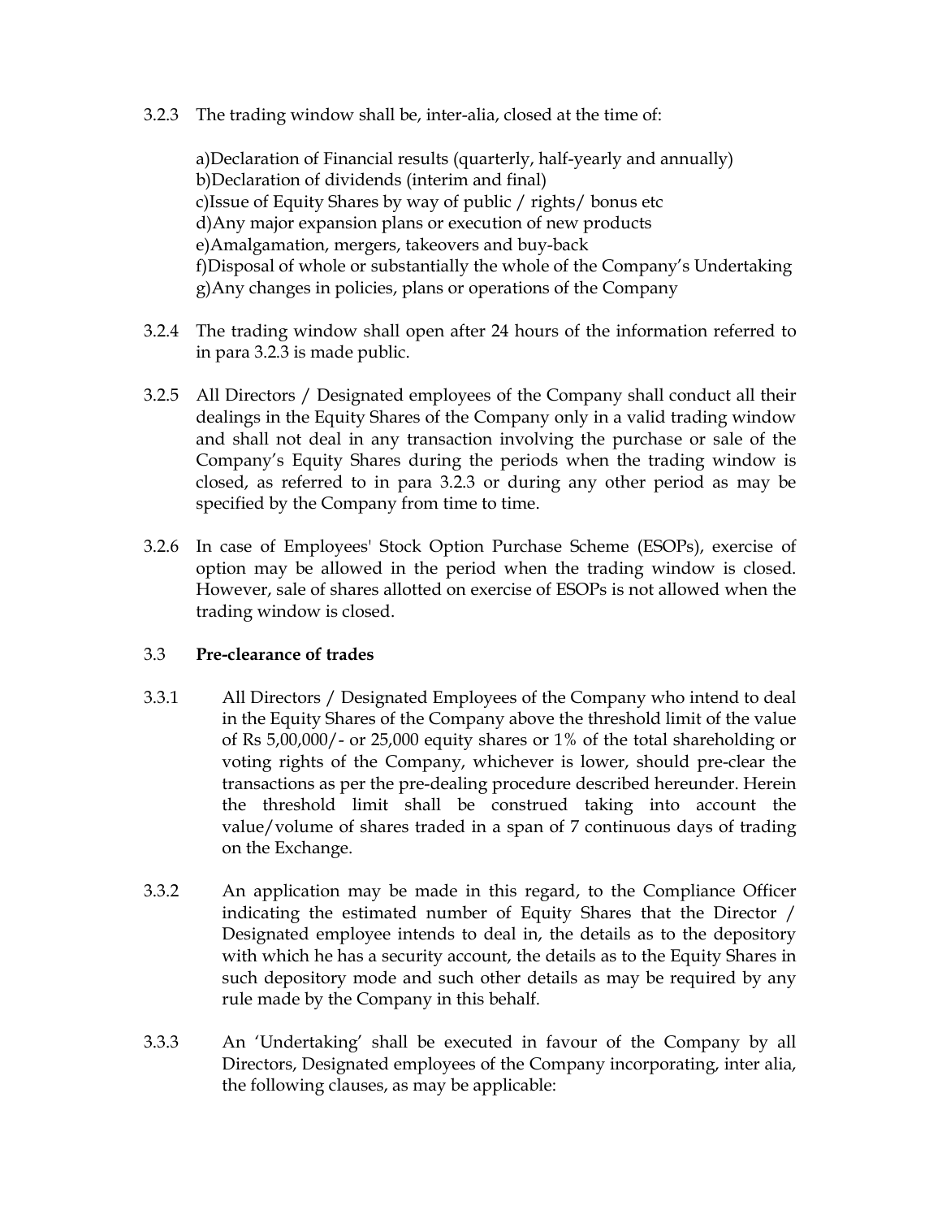3.2.3 The trading window shall be, inter-alia, closed at the time of:

a)Declaration of Financial results (quarterly, half-yearly and annually)
b)Declaration of dividends (interim and final)
c)Issue of Equity Shares by way of public / rights/ bonus etc
d)Any major expansion plans or execution of new products
e)Amalgamation, mergers, takeovers and buy-back
f)Disposal of whole or substantially the whole of the Company's Undertaking
g)Any changes in policies, plans or operations of the Company

3.2.4 The trading window shall open after 24 hours of the information referred to in para 3.2.3 is made public.

3.2.5 All Directors / Designated employees of the Company shall conduct all their dealings in the Equity Shares of the Company only in a valid trading window and shall not deal in any transaction involving the purchase or sale of the Company's Equity Shares during the periods when the trading window is closed, as referred to in para 3.2.3 or during any other period as may be specified by the Company from time to time.

3.2.6 In case of Employees' Stock Option Purchase Scheme (ESOPs), exercise of option may be allowed in the period when the trading window is closed. However, sale of shares allotted on exercise of ESOPs is not allowed when the trading window is closed.

### 3.3 **Pre-clearance of trades**

3.3.1 All Directors / Designated Employees of the Company who intend to deal in the Equity Shares of the Company above the threshold limit of the value of Rs 5,00,000/- or 25,000 equity shares or 1% of the total shareholding or voting rights of the Company, whichever is lower, should pre-clear the transactions as per the pre-dealing procedure described hereunder. Herein the threshold limit shall be construed taking into account the value/volume of shares traded in a span of 7 continuous days of trading on the Exchange.

3.3.2 An application may be made in this regard, to the Compliance Officer indicating the estimated number of Equity Shares that the Director / Designated employee intends to deal in, the details as to the depository with which he has a security account, the details as to the Equity Shares in such depository mode and such other details as may be required by any rule made by the Company in this behalf.

3.3.3 An 'Undertaking' shall be executed in favour of the Company by all Directors, Designated employees of the Company incorporating, inter alia, the following clauses, as may be applicable: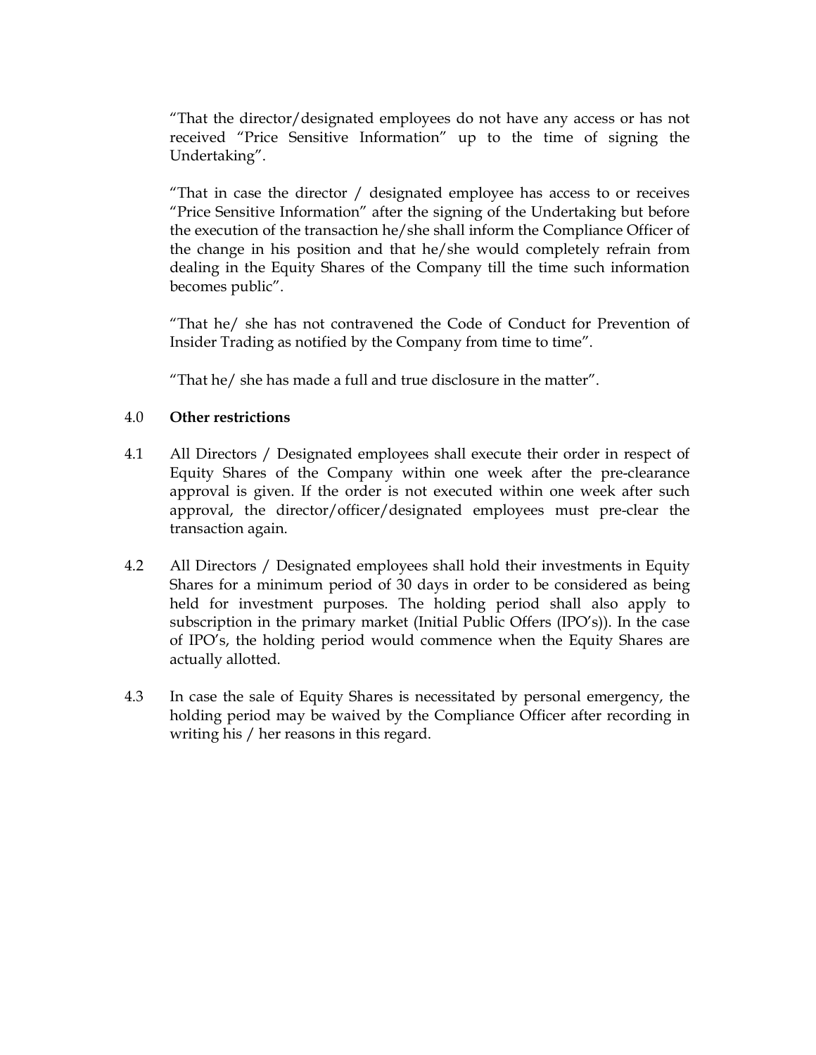"That the director/designated employees do not have any access or has not received "Price Sensitive Information" up to the time of signing the Undertaking".

"That in case the director / designated employee has access to or receives "Price Sensitive Information" after the signing of the Undertaking but before the execution of the transaction he/she shall inform the Compliance Officer of the change in his position and that he/she would completely refrain from dealing in the Equity Shares of the Company till the time such information becomes public".

"That he/ she has not contravened the Code of Conduct for Prevention of Insider Trading as notified by the Company from time to time".

"That he/ she has made a full and true disclosure in the matter".

4.0 **Other restrictions**

4.1 All Directors / Designated employees shall execute their order in respect of Equity Shares of the Company within one week after the pre-clearance approval is given. If the order is not executed within one week after such approval, the director/officer/designated employees must pre-clear the transaction again.

4.2 All Directors / Designated employees shall hold their investments in Equity Shares for a minimum period of 30 days in order to be considered as being held for investment purposes. The holding period shall also apply to subscription in the primary market (Initial Public Offers (IPO's)). In the case of IPO's, the holding period would commence when the Equity Shares are actually allotted.

4.3 In case the sale of Equity Shares is necessitated by personal emergency, the holding period may be waived by the Compliance Officer after recording in writing his / her reasons in this regard.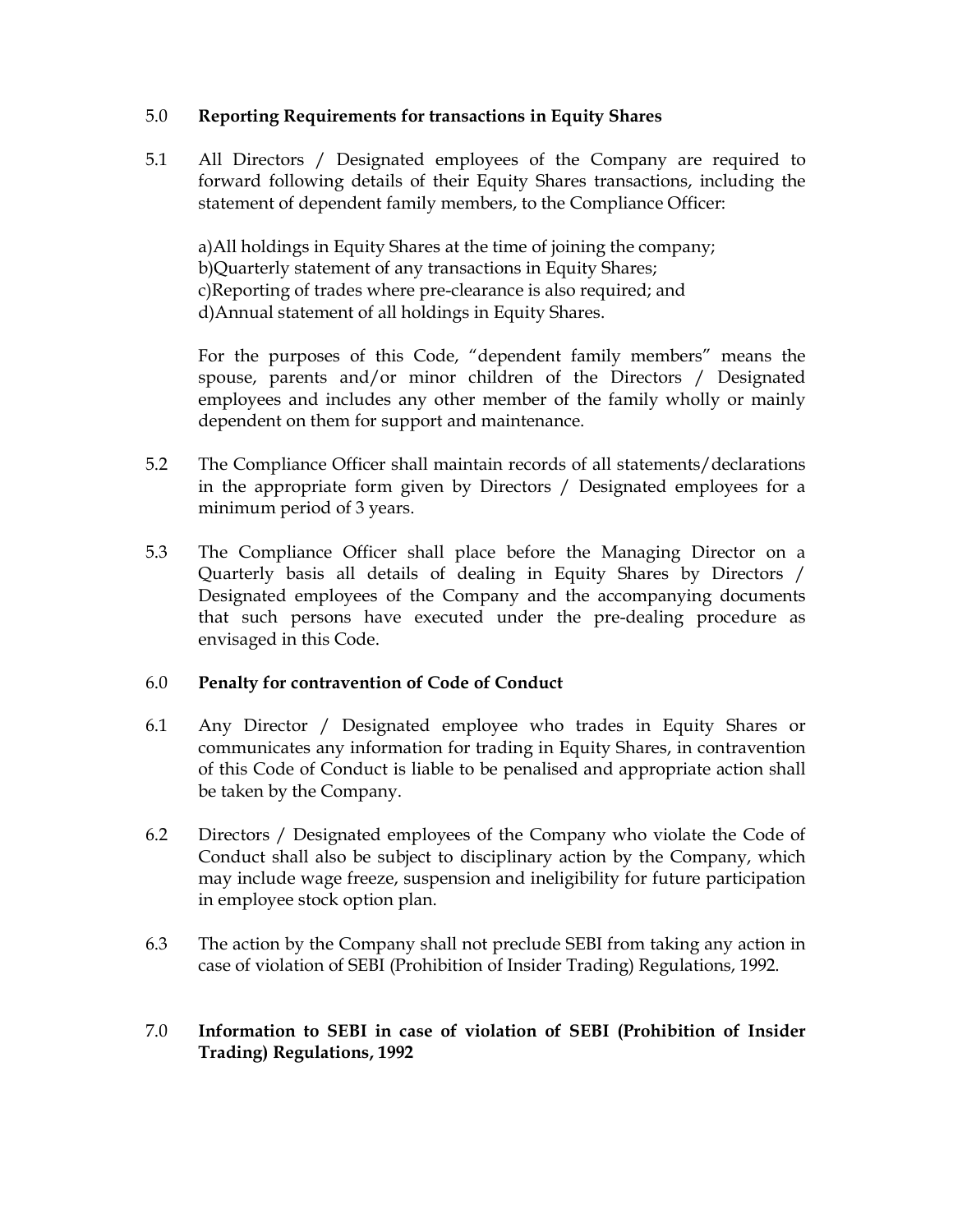## 5.0 Reporting Requirements for transactions in Equity Shares

5.1 All Directors / Designated employees of the Company are required to forward following details of their Equity Shares transactions, including the statement of dependent family members, to the Compliance Officer:

a)All holdings in Equity Shares at the time of joining the company;
b)Quarterly statement of any transactions in Equity Shares;
c)Reporting of trades where pre-clearance is also required; and
d)Annual statement of all holdings in Equity Shares.

For the purposes of this Code, "dependent family members" means the spouse, parents and/or minor children of the Directors / Designated employees and includes any other member of the family wholly or mainly dependent on them for support and maintenance.

5.2 The Compliance Officer shall maintain records of all statements/declarations in the appropriate form given by Directors / Designated employees for a minimum period of 3 years.

5.3 The Compliance Officer shall place before the Managing Director on a Quarterly basis all details of dealing in Equity Shares by Directors / Designated employees of the Company and the accompanying documents that such persons have executed under the pre-dealing procedure as envisaged in this Code.

## 6.0 Penalty for contravention of Code of Conduct

6.1 Any Director / Designated employee who trades in Equity Shares or communicates any information for trading in Equity Shares, in contravention of this Code of Conduct is liable to be penalised and appropriate action shall be taken by the Company.

6.2 Directors / Designated employees of the Company who violate the Code of Conduct shall also be subject to disciplinary action by the Company, which may include wage freeze, suspension and ineligibility for future participation in employee stock option plan.

6.3 The action by the Company shall not preclude SEBI from taking any action in case of violation of SEBI (Prohibition of Insider Trading) Regulations, 1992.

## 7.0 Information to SEBI in case of violation of SEBI (Prohibition of Insider Trading) Regulations, 1992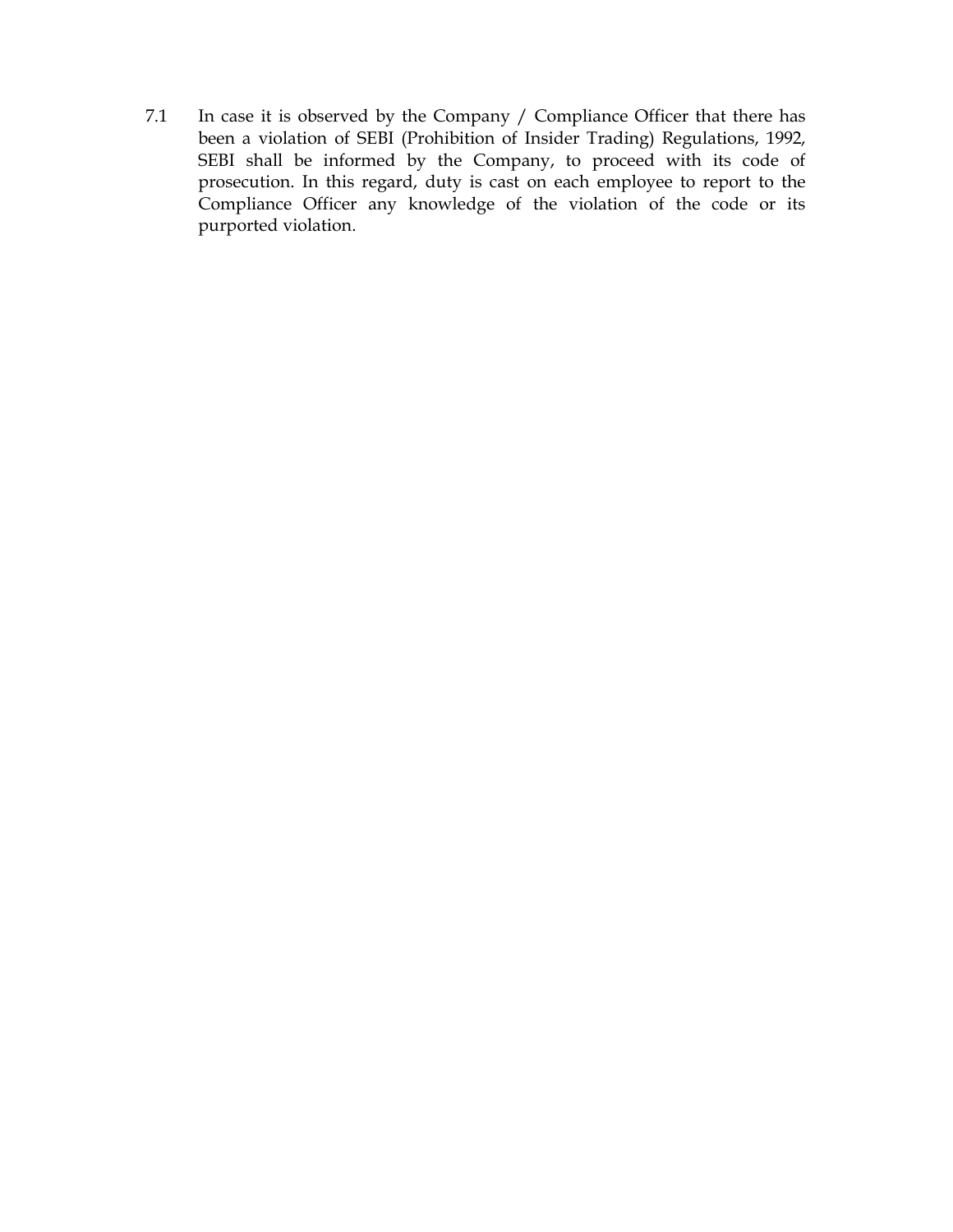7.1 In case it is observed by the Company / Compliance Officer that there has been a violation of SEBI (Prohibition of Insider Trading) Regulations, 1992, SEBI shall be informed by the Company, to proceed with its code of prosecution. In this regard, duty is cast on each employee to report to the Compliance Officer any knowledge of the violation of the code or its purported violation.